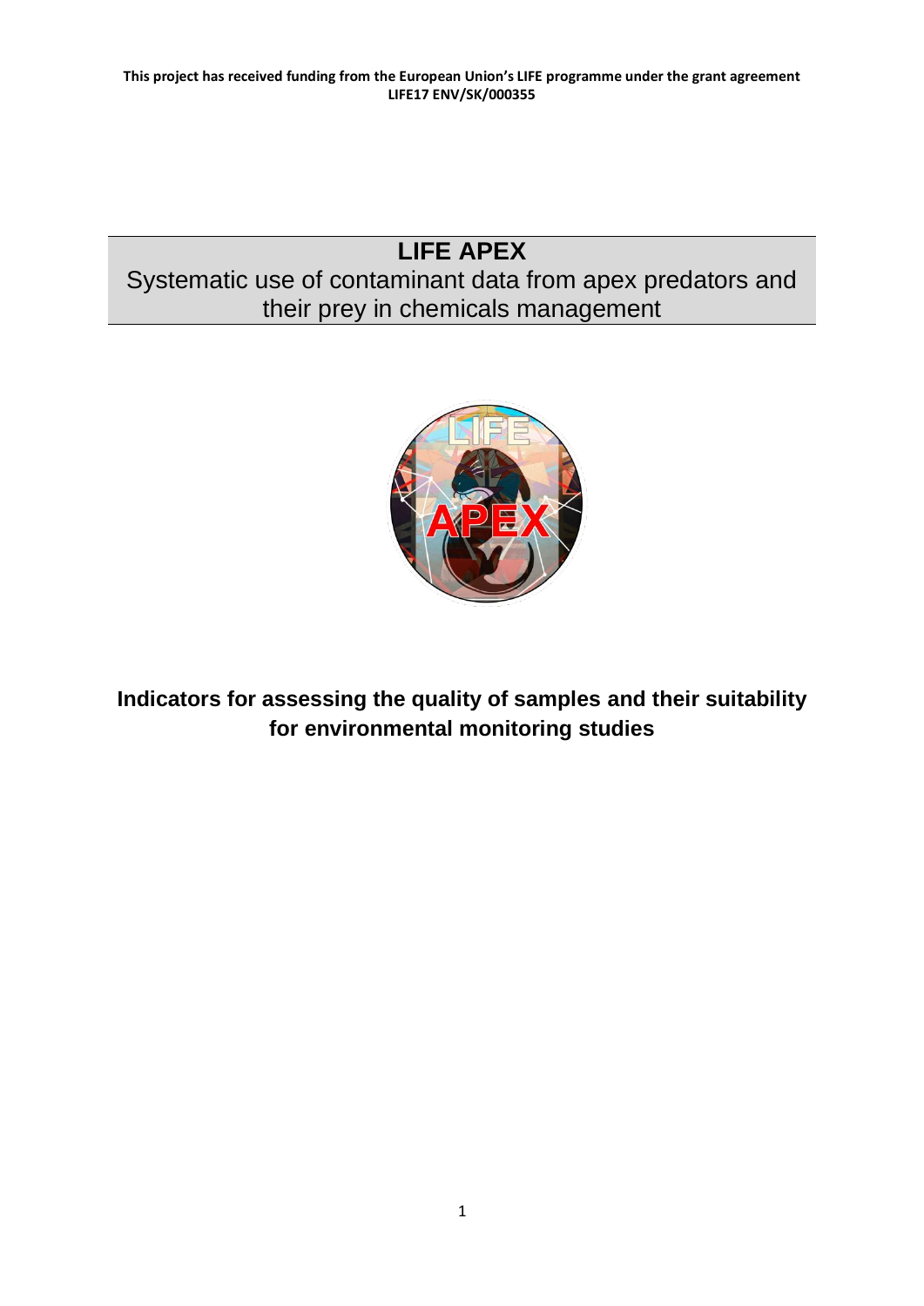**This project has received funding from the European Union's LIFE programme under the grant agreement LIFE17 ENV/SK/000355**

# LIFE APEX

Systematic use of contaminant data from apex predators and their prey in chemicals management

## Indicators for assessing the quality of samples and their suitability for environmental monitoring studies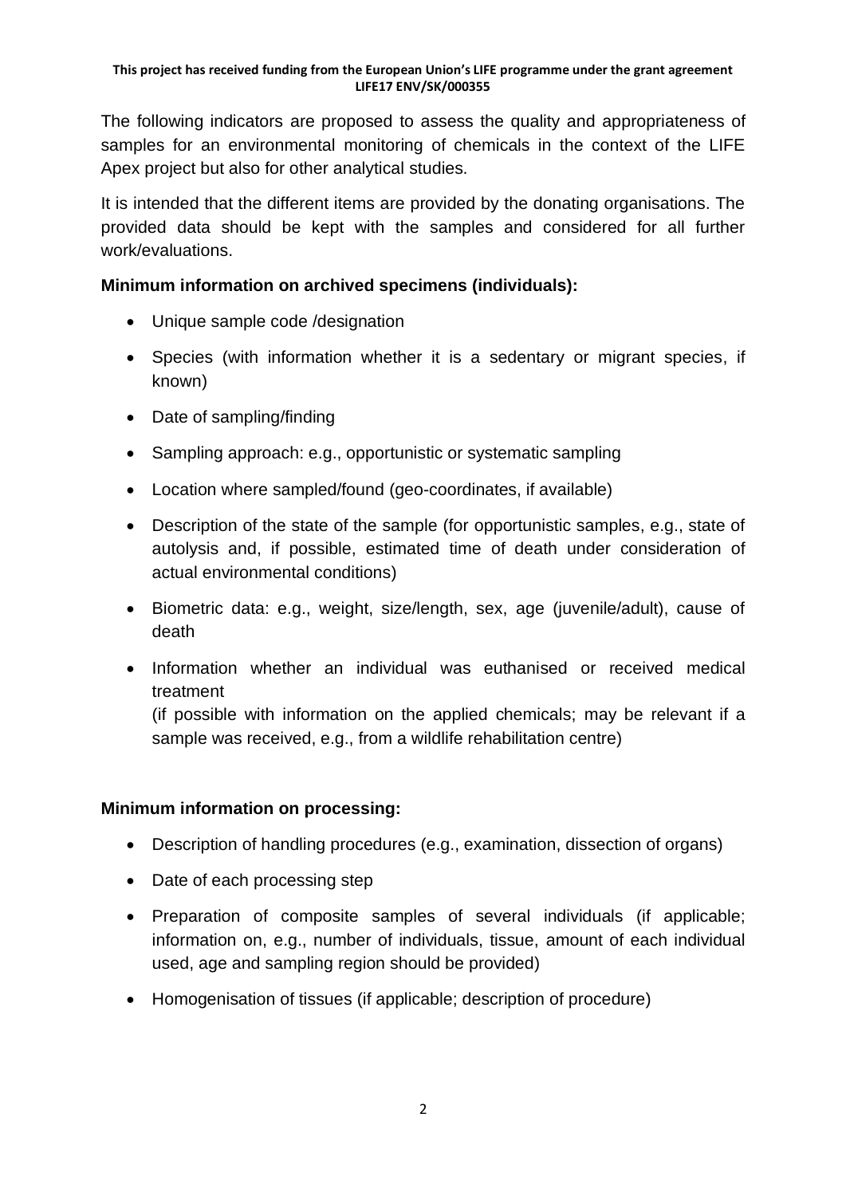The following indicators are proposed to assess the quality and appropriateness of samples for an environmental monitoring of chemicals in the context of the LIFE Apex project but also for other analytical studies.

It is intended that the different items are provided by the donating organisations. The provided data should be kept with the samples and considered for all further work/evaluations.

**Minimum information on archived specimens (individuals):**

- Unique sample code /designation
- Species (with information whether it is a sedentary or migrant species, if known)
- Date of sampling/finding
- Sampling approach: e.g., opportunistic or systematic sampling
- Location where sampled/found (geo-coordinates, if available)
- Description of the state of the sample (for opportunistic samples, e.g., state of autolysis and, if possible, estimated time of death under consideration of actual environmental conditions)
- Biometric data: e.g., weight, size/length, sex, age (juvenile/adult), cause of death
- Information whether an individual was euthanised or received medical treatment
  (if possible with information on the applied chemicals; may be relevant if a sample was received, e.g., from a wildlife rehabilitation centre)

**Minimum information on processing:**

- Description of handling procedures (e.g., examination, dissection of organs)
- Date of each processing step
- Preparation of composite samples of several individuals (if applicable; information on, e.g., number of individuals, tissue, amount of each individual used, age and sampling region should be provided)
- Homogenisation of tissues (if applicable; description of procedure)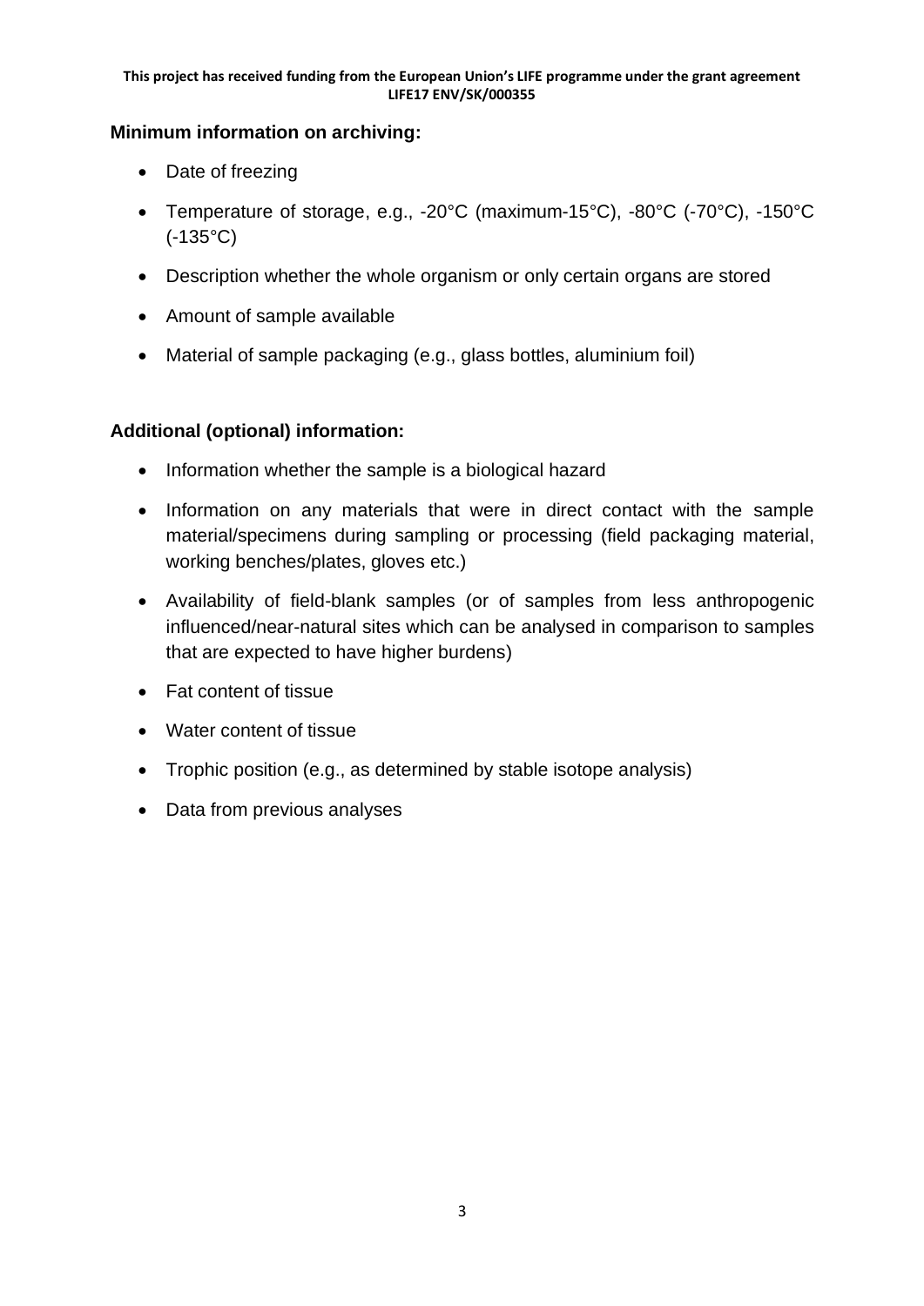**Minimum information on archiving:**

- Date of freezing
- Temperature of storage, e.g., -20°C (maximum-15°C), -80°C (-70°C), -150°C (-135°C)
- Description whether the whole organism or only certain organs are stored
- Amount of sample available
- Material of sample packaging (e.g., glass bottles, aluminium foil)

**Additional (optional) information:**

- Information whether the sample is a biological hazard
- Information on any materials that were in direct contact with the sample material/specimens during sampling or processing (field packaging material, working benches/plates, gloves etc.)
- Availability of field-blank samples (or of samples from less anthropogenic influenced/near-natural sites which can be analysed in comparison to samples that are expected to have higher burdens)
- Fat content of tissue
- Water content of tissue
- Trophic position (e.g., as determined by stable isotope analysis)
- Data from previous analyses